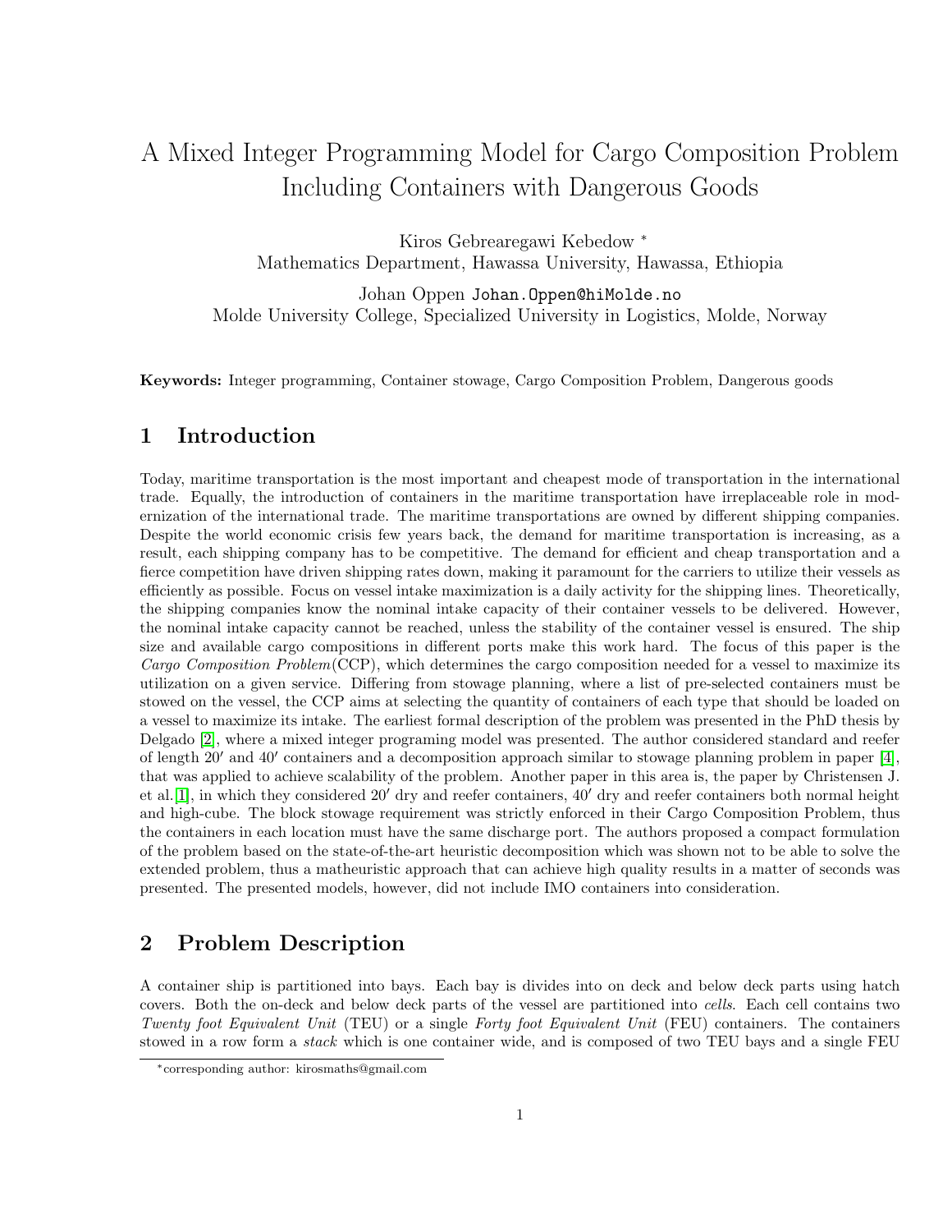# A Mixed Integer Programming Model for Cargo Composition Problem Including Containers with Dangerous Goods

Kiros Gebrearegawi Kebedow *
Mathematics Department, Hawassa University, Hawassa, Ethiopia

Johan Oppen Johan.Oppen@hiMolde.no
Molde University College, Specialized University in Logistics, Molde, Norway

**Keywords:** Integer programming, Container stowage, Cargo Composition Problem, Dangerous goods

## 1 Introduction

Today, maritime transportation is the most important and cheapest mode of transportation in the international trade. Equally, the introduction of containers in the maritime transportation have irreplaceable role in modernization of the international trade. The maritime transportations are owned by different shipping companies. Despite the world economic crisis few years back, the demand for maritime transportation is increasing, as a result, each shipping company has to be competitive. The demand for efficient and cheap transportation and a fierce competition have driven shipping rates down, making it paramount for the carriers to utilize their vessels as efficiently as possible. Focus on vessel intake maximization is a daily activity for the shipping lines. Theoretically, the shipping companies know the nominal intake capacity of their container vessels to be delivered. However, the nominal intake capacity cannot be reached, unless the stability of the container vessel is ensured. The ship size and available cargo compositions in different ports make this work hard. The focus of this paper is the *Cargo Composition Problem*(CCP), which determines the cargo composition needed for a vessel to maximize its utilization on a given service. Differing from stowage planning, where a list of pre-selected containers must be stowed on the vessel, the CCP aims at selecting the quantity of containers of each type that should be loaded on a vessel to maximize its intake. The earliest formal description of the problem was presented in the PhD thesis by Delgado [2], where a mixed integer programing model was presented. The author considered standard and reefer of length $20'$ and $40'$ containers and a decomposition approach similar to stowage planning problem in paper [4], that was applied to achieve scalability of the problem. Another paper in this area is, the paper by Christensen J. et al.[1], in which they considered $20'$ dry and reefer containers, $40'$ dry and reefer containers both normal height and high-cube. The block stowage requirement was strictly enforced in their Cargo Composition Problem, thus the containers in each location must have the same discharge port. The authors proposed a compact formulation of the problem based on the state-of-the-art heuristic decomposition which was shown not to be able to solve the extended problem, thus a matheuristic approach that can achieve high quality results in a matter of seconds was presented. The presented models, however, did not include IMO containers into consideration.

## 2 Problem Description

A container ship is partitioned into bays. Each bay is divides into on deck and below deck parts using hatch covers. Both the on-deck and below deck parts of the vessel are partitioned into *cells*. Each cell contains two *Twenty foot Equivalent Unit* (TEU) or a single *Forty foot Equivalent Unit* (FEU) containers. The containers stowed in a row form a *stack* which is one container wide, and is composed of two TEU bays and a single FEU

*corresponding author: kirosmaths@gmail.com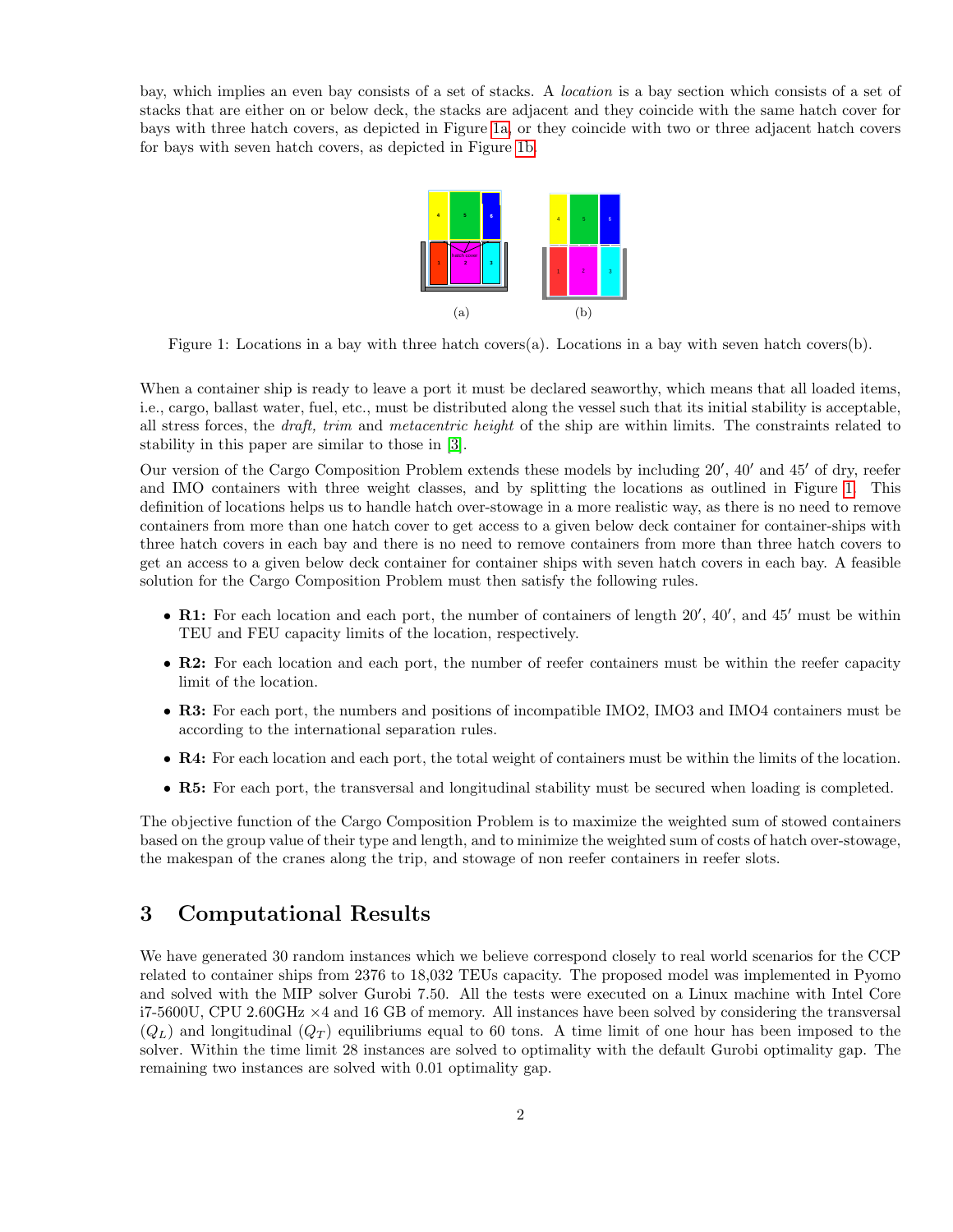bay, which implies an even bay consists of a set of stacks. A *location* is a bay section which consists of a set of stacks that are either on or below deck, the stacks are adjacent and they coincide with the same hatch cover for bays with three hatch covers, as depicted in Figure 1a, or they coincide with two or three adjacent hatch covers for bays with seven hatch covers, as depicted in Figure 1b.

(a) (b)

Figure 1: Locations in a bay with three hatch covers(a). Locations in a bay with seven hatch covers(b).

When a container ship is ready to leave a port it must be declared seaworthy, which means that all loaded items, i.e., cargo, ballast water, fuel, etc., must be distributed along the vessel such that its initial stability is acceptable, all stress forces, the *draft, trim* and *metacentric height* of the ship are within limits. The constraints related to stability in this paper are similar to those in [3].

Our version of the Cargo Composition Problem extends these models by including $20'$, $40'$ and $45'$ of dry, reefer and IMO containers with three weight classes, and by splitting the locations as outlined in Figure 1. This definition of locations helps us to handle hatch over-stowage in a more realistic way, as there is no need to remove containers from more than one hatch cover to get access to a given below deck container for container-ships with three hatch covers in each bay and there is no need to remove containers from more than three hatch covers to get an access to a given below deck container for container ships with seven hatch covers in each bay. A feasible solution for the Cargo Composition Problem must then satisfy the following rules.

- **R1:** For each location and each port, the number of containers of length $20'$, $40'$, and $45'$ must be within TEU and FEU capacity limits of the location, respectively.
- **R2:** For each location and each port, the number of reefer containers must be within the reefer capacity limit of the location.
- **R3:** For each port, the numbers and positions of incompatible IMO2, IMO3 and IMO4 containers must be according to the international separation rules.
- **R4:** For each location and each port, the total weight of containers must be within the limits of the location.
- **R5:** For each port, the transversal and longitudinal stability must be secured when loading is completed.

The objective function of the Cargo Composition Problem is to maximize the weighted sum of stowed containers based on the group value of their type and length, and to minimize the weighted sum of costs of hatch over-stowage, the makespan of the cranes along the trip, and stowage of non reefer containers in reefer slots.

## 3 Computational Results

We have generated 30 random instances which we believe correspond closely to real world scenarios for the CCP related to container ships from 2376 to 18,032 TEUs capacity. The proposed model was implemented in Pyomo and solved with the MIP solver Gurobi 7.50. All the tests were executed on a Linux machine with Intel Core i7-5600U, CPU 2.60GHz $\times 4$ and 16 GB of memory. All instances have been solved by considering the transversal ($Q_L$) and longitudinal ($Q_T$) equilibriums equal to 60 tons. A time limit of one hour has been imposed to the solver. Within the time limit 28 instances are solved to optimality with the default Gurobi optimality gap. The remaining two instances are solved with 0.01 optimality gap.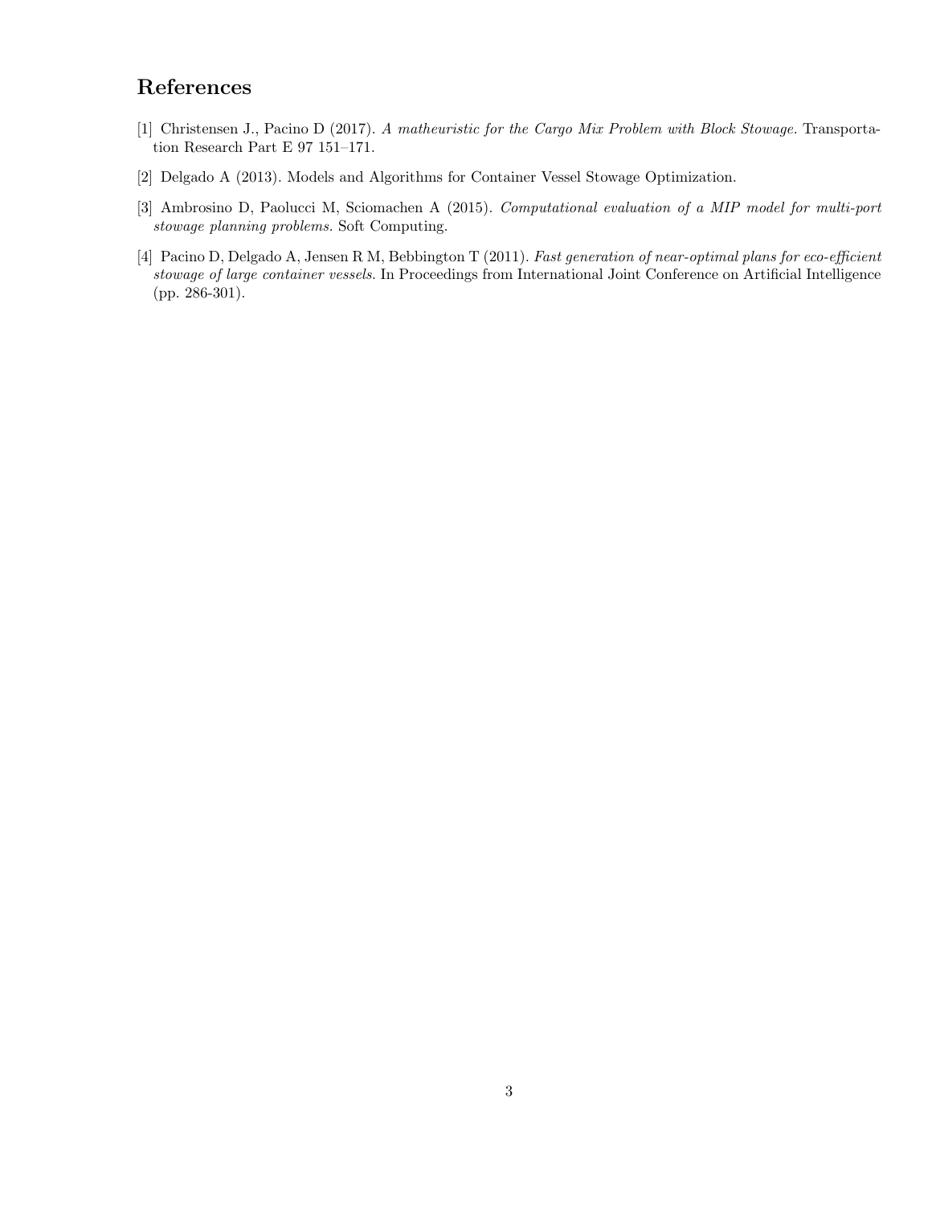## References

[1] Christensen J., Pacino D (2017). *A matheuristic for the Cargo Mix Problem with Block Stowage.* Transportation Research Part E 97 151–171.

[2] Delgado A (2013). Models and Algorithms for Container Vessel Stowage Optimization.

[3] Ambrosino D, Paolucci M, Sciomachen A (2015). *Computational evaluation of a MIP model for multi-port stowage planning problems.* Soft Computing.

[4] Pacino D, Delgado A, Jensen R M, Bebbington T (2011). *Fast generation of near-optimal plans for eco-efficient stowage of large container vessels.* In Proceedings from International Joint Conference on Artificial Intelligence (pp. 286-301).